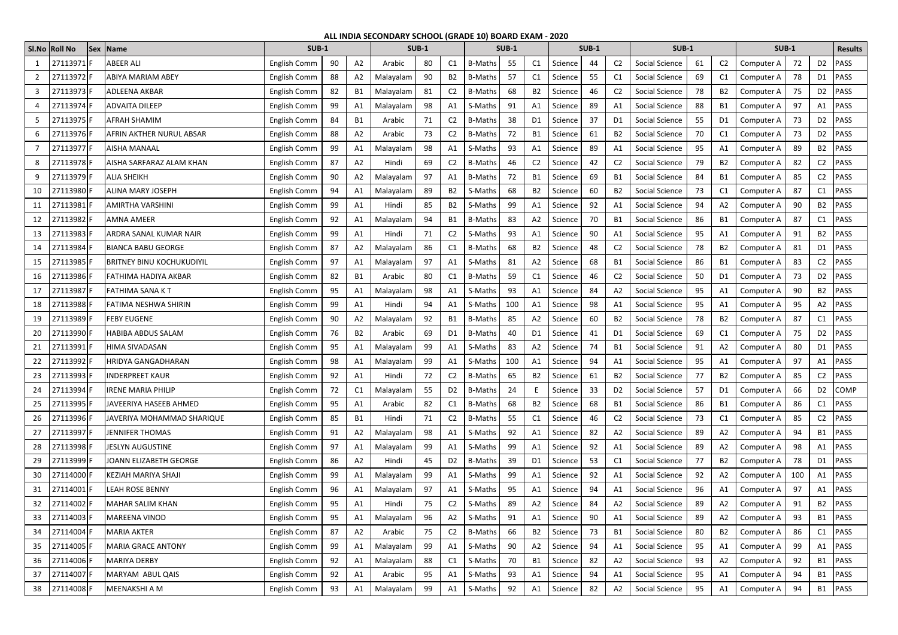**ALL INDIA SECONDARY SCHOOL (GRADE 10) BOARD EXAM - 2020**

| Sl.No | Roll No | Sex | Name | SUB-1 | | | SUB-1 | | | SUB-1 | | | SUB-1 | | | SUB-1 | | | SUB-1 | | | Results |
|---|---|---|---|---|---|---|---|---|---|---|---|---|---|---|---|---|---|---|---|---|---|---|
| 1 | 27113971 | F | ABEER ALI | English Comm | 90 | A2 | Arabic | 80 | C1 | B-Maths | 55 | C1 | Science | 44 | C2 | Social Science | 61 | C2 | Computer A | 72 | D2 | PASS |
| 2 | 27113972 | F | ABIYA MARIAM ABEY | English Comm | 88 | A2 | Malayalam | 90 | B2 | B-Maths | 57 | C1 | Science | 55 | C1 | Social Science | 69 | C1 | Computer A | 78 | D1 | PASS |
| 3 | 27113973 | F | ADLEENA AKBAR | English Comm | 82 | B1 | Malayalam | 81 | C2 | B-Maths | 68 | B2 | Science | 46 | C2 | Social Science | 78 | B2 | Computer A | 75 | D2 | PASS |
| 4 | 27113974 | F | ADVAITA DILEEP | English Comm | 99 | A1 | Malayalam | 98 | A1 | S-Maths | 91 | A1 | Science | 89 | A1 | Social Science | 88 | B1 | Computer A | 97 | A1 | PASS |
| 5 | 27113975 | F | AFRAH SHAMIM | English Comm | 84 | B1 | Arabic | 71 | C2 | B-Maths | 38 | D1 | Science | 37 | D1 | Social Science | 55 | D1 | Computer A | 73 | D2 | PASS |
| 6 | 27113976 | F | AFRIN AKTHER NURUL ABSAR | English Comm | 88 | A2 | Arabic | 73 | C2 | B-Maths | 72 | B1 | Science | 61 | B2 | Social Science | 70 | C1 | Computer A | 73 | D2 | PASS |
| 7 | 27113977 | F | AISHA MANAAL | English Comm | 99 | A1 | Malayalam | 98 | A1 | S-Maths | 93 | A1 | Science | 89 | A1 | Social Science | 95 | A1 | Computer A | 89 | B2 | PASS |
| 8 | 27113978 | F | AISHA SARFARAZ ALAM KHAN | English Comm | 87 | A2 | Hindi | 69 | C2 | B-Maths | 46 | C2 | Science | 42 | C2 | Social Science | 79 | B2 | Computer A | 82 | C2 | PASS |
| 9 | 27113979 | F | ALIA SHEIKH | English Comm | 90 | A2 | Malayalam | 97 | A1 | B-Maths | 72 | B1 | Science | 69 | B1 | Social Science | 84 | B1 | Computer A | 85 | C2 | PASS |
| 10 | 27113980 | F | ALINA MARY JOSEPH | English Comm | 94 | A1 | Malayalam | 89 | B2 | S-Maths | 68 | B2 | Science | 60 | B2 | Social Science | 73 | C1 | Computer A | 87 | C1 | PASS |
| 11 | 27113981 | F | AMIRTHA VARSHINI | English Comm | 99 | A1 | Hindi | 85 | B2 | S-Maths | 99 | A1 | Science | 92 | A1 | Social Science | 94 | A2 | Computer A | 90 | B2 | PASS |
| 12 | 27113982 | F | AMNA AMEER | English Comm | 92 | A1 | Malayalam | 94 | B1 | B-Maths | 83 | A2 | Science | 70 | B1 | Social Science | 86 | B1 | Computer A | 87 | C1 | PASS |
| 13 | 27113983 | F | ARDRA SANAL KUMAR NAIR | English Comm | 99 | A1 | Hindi | 71 | C2 | S-Maths | 93 | A1 | Science | 90 | A1 | Social Science | 95 | A1 | Computer A | 91 | B2 | PASS |
| 14 | 27113984 | F | BIANCA BABU GEORGE | English Comm | 87 | A2 | Malayalam | 86 | C1 | B-Maths | 68 | B2 | Science | 48 | C2 | Social Science | 78 | B2 | Computer A | 81 | D1 | PASS |
| 15 | 27113985 | F | BRITNEY BINU KOCHUKUDIYIL | English Comm | 97 | A1 | Malayalam | 97 | A1 | S-Maths | 81 | A2 | Science | 68 | B1 | Social Science | 86 | B1 | Computer A | 83 | C2 | PASS |
| 16 | 27113986 | F | FATHIMA HADIYA AKBAR | English Comm | 82 | B1 | Arabic | 80 | C1 | B-Maths | 59 | C1 | Science | 46 | C2 | Social Science | 50 | D1 | Computer A | 73 | D2 | PASS |
| 17 | 27113987 | F | FATHIMA SANA K T | English Comm | 95 | A1 | Malayalam | 98 | A1 | S-Maths | 93 | A1 | Science | 84 | A2 | Social Science | 95 | A1 | Computer A | 90 | B2 | PASS |
| 18 | 27113988 | F | FATIMA NESHWA SHIRIN | English Comm | 99 | A1 | Hindi | 94 | A1 | S-Maths | 100 | A1 | Science | 98 | A1 | Social Science | 95 | A1 | Computer A | 95 | A2 | PASS |
| 19 | 27113989 | F | FEBY EUGENE | English Comm | 90 | A2 | Malayalam | 92 | B1 | B-Maths | 85 | A2 | Science | 60 | B2 | Social Science | 78 | B2 | Computer A | 87 | C1 | PASS |
| 20 | 27113990 | F | HABIBA ABDUS SALAM | English Comm | 76 | B2 | Arabic | 69 | D1 | B-Maths | 40 | D1 | Science | 41 | D1 | Social Science | 69 | C1 | Computer A | 75 | D2 | PASS |
| 21 | 27113991 | F | HIMA SIVADASAN | English Comm | 95 | A1 | Malayalam | 99 | A1 | S-Maths | 83 | A2 | Science | 74 | B1 | Social Science | 91 | A2 | Computer A | 80 | D1 | PASS |
| 22 | 27113992 | F | HRIDYA GANGADHARAN | English Comm | 98 | A1 | Malayalam | 99 | A1 | S-Maths | 100 | A1 | Science | 94 | A1 | Social Science | 95 | A1 | Computer A | 97 | A1 | PASS |
| 23 | 27113993 | F | INDERPREET KAUR | English Comm | 92 | A1 | Hindi | 72 | C2 | B-Maths | 65 | B2 | Science | 61 | B2 | Social Science | 77 | B2 | Computer A | 85 | C2 | PASS |
| 24 | 27113994 | F | IRENE MARIA PHILIP | English Comm | 72 | C1 | Malayalam | 55 | D2 | B-Maths | 24 | E | Science | 33 | D2 | Social Science | 57 | D1 | Computer A | 66 | D2 | COMP |
| 25 | 27113995 | F | JAVEERIYA HASEEB AHMED | English Comm | 95 | A1 | Arabic | 82 | C1 | B-Maths | 68 | B2 | Science | 68 | B1 | Social Science | 86 | B1 | Computer A | 86 | C1 | PASS |
| 26 | 27113996 | F | JAVERIYA MOHAMMAD SHARIQUE | English Comm | 85 | B1 | Hindi | 71 | C2 | B-Maths | 55 | C1 | Science | 46 | C2 | Social Science | 73 | C1 | Computer A | 85 | C2 | PASS |
| 27 | 27113997 | F | JENNIFER THOMAS | English Comm | 91 | A2 | Malayalam | 98 | A1 | S-Maths | 92 | A1 | Science | 82 | A2 | Social Science | 89 | A2 | Computer A | 94 | B1 | PASS |
| 28 | 27113998 | F | JESLYN AUGUSTINE | English Comm | 97 | A1 | Malayalam | 99 | A1 | S-Maths | 99 | A1 | Science | 92 | A1 | Social Science | 89 | A2 | Computer A | 98 | A1 | PASS |
| 29 | 27113999 | F | JOANN ELIZABETH GEORGE | English Comm | 86 | A2 | Hindi | 45 | D2 | B-Maths | 39 | D1 | Science | 53 | C1 | Social Science | 77 | B2 | Computer A | 78 | D1 | PASS |
| 30 | 27114000 | F | KEZIAH MARIYA SHAJI | English Comm | 99 | A1 | Malayalam | 99 | A1 | S-Maths | 99 | A1 | Science | 92 | A1 | Social Science | 92 | A2 | Computer A | 100 | A1 | PASS |
| 31 | 27114001 | F | LEAH ROSE BENNY | English Comm | 96 | A1 | Malayalam | 97 | A1 | S-Maths | 95 | A1 | Science | 94 | A1 | Social Science | 96 | A1 | Computer A | 97 | A1 | PASS |
| 32 | 27114002 | F | MAHAR SALIM KHAN | English Comm | 95 | A1 | Hindi | 75 | C2 | S-Maths | 89 | A2 | Science | 84 | A2 | Social Science | 89 | A2 | Computer A | 91 | B2 | PASS |
| 33 | 27114003 | F | MAREENA VINOD | English Comm | 95 | A1 | Malayalam | 96 | A2 | S-Maths | 91 | A1 | Science | 90 | A1 | Social Science | 89 | A2 | Computer A | 93 | B1 | PASS |
| 34 | 27114004 | F | MARIA AKTER | English Comm | 87 | A2 | Arabic | 75 | C2 | B-Maths | 66 | B2 | Science | 73 | B1 | Social Science | 80 | B2 | Computer A | 86 | C1 | PASS |
| 35 | 27114005 | F | MARIA GRACE ANTONY | English Comm | 99 | A1 | Malayalam | 99 | A1 | S-Maths | 90 | A2 | Science | 94 | A1 | Social Science | 95 | A1 | Computer A | 99 | A1 | PASS |
| 36 | 27114006 | F | MARIYA DERBY | English Comm | 92 | A1 | Malayalam | 88 | C1 | S-Maths | 70 | B1 | Science | 82 | A2 | Social Science | 93 | A2 | Computer A | 92 | B1 | PASS |
| 37 | 27114007 | F | MARYAM ABUL QAIS | English Comm | 92 | A1 | Arabic | 95 | A1 | S-Maths | 93 | A1 | Science | 94 | A1 | Social Science | 95 | A1 | Computer A | 94 | B1 | PASS |
| 38 | 27114008 | F | MEENAKSHI A M | English Comm | 93 | A1 | Malayalam | 99 | A1 | S-Maths | 92 | A1 | Science | 82 | A2 | Social Science | 95 | A1 | Computer A | 94 | B1 | PASS |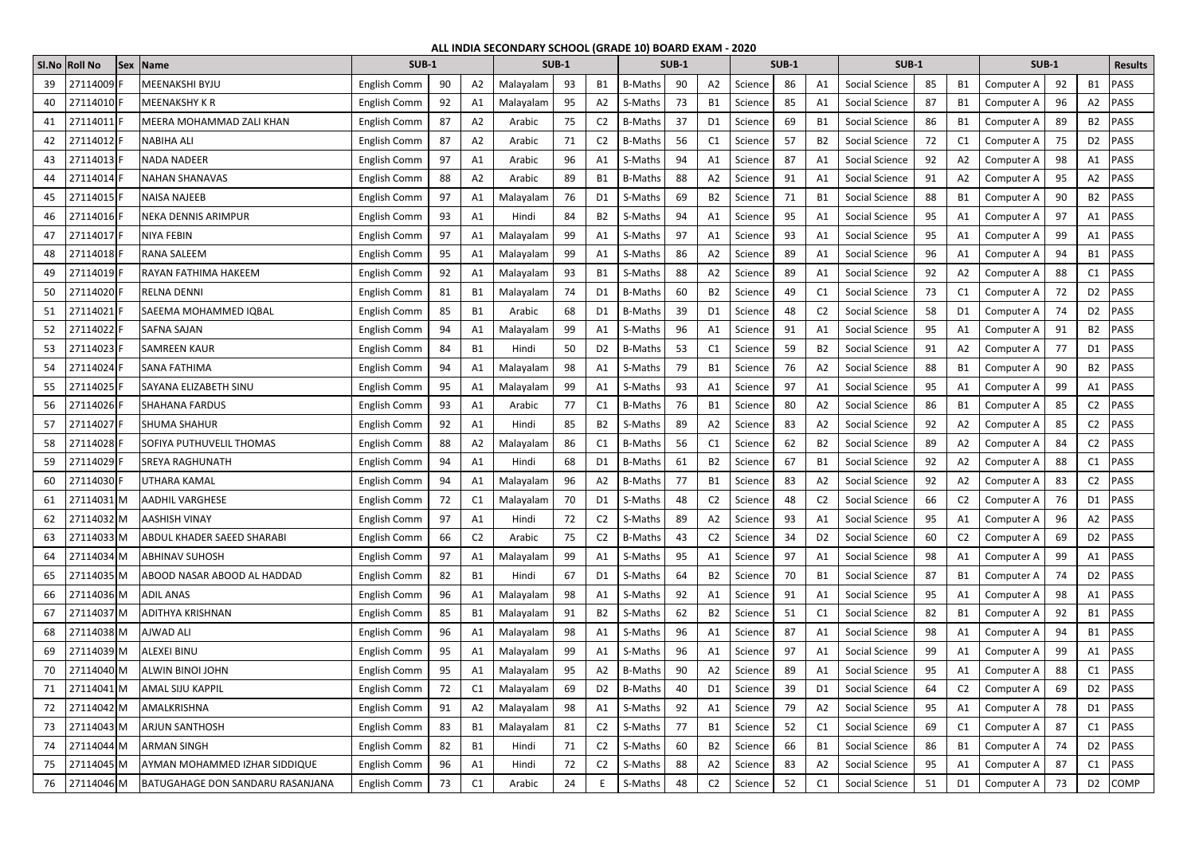**ALL INDIA SECONDARY SCHOOL (GRADE 10) BOARD EXAM - 2020**

| Sl.No | Roll No | Sex | Name | SUB-1 | | | SUB-1 | | | SUB-1 | | | SUB-1 | | | SUB-1 | | | SUB-1 | | | Results |
|---|---|---|---|---|---|---|---|---|---|---|---|---|---|---|---|---|---|---|---|---|---|---|
| 39 | 27114009 | F | MEENAKSHI BYJU | English Comm | 90 | A2 | Malayalam | 93 | B1 | B-Maths | 90 | A2 | Science | 86 | A1 | Social Science | 85 | B1 | Computer A | 92 | B1 | PASS |
| 40 | 27114010 | F | MEENAKSHY K R | English Comm | 92 | A1 | Malayalam | 95 | A2 | S-Maths | 73 | B1 | Science | 85 | A1 | Social Science | 87 | B1 | Computer A | 96 | A2 | PASS |
| 41 | 27114011 | F | MEERA MOHAMMAD ZALI KHAN | English Comm | 87 | A2 | Arabic | 75 | C2 | B-Maths | 37 | D1 | Science | 69 | B1 | Social Science | 86 | B1 | Computer A | 89 | B2 | PASS |
| 42 | 27114012 | F | NABIHA ALI | English Comm | 87 | A2 | Arabic | 71 | C2 | B-Maths | 56 | C1 | Science | 57 | B2 | Social Science | 72 | C1 | Computer A | 75 | D2 | PASS |
| 43 | 27114013 | F | NADA NADEER | English Comm | 97 | A1 | Arabic | 96 | A1 | S-Maths | 94 | A1 | Science | 87 | A1 | Social Science | 92 | A2 | Computer A | 98 | A1 | PASS |
| 44 | 27114014 | F | NAHAN SHANAVAS | English Comm | 88 | A2 | Arabic | 89 | B1 | B-Maths | 88 | A2 | Science | 91 | A1 | Social Science | 91 | A2 | Computer A | 95 | A2 | PASS |
| 45 | 27114015 | F | NAISA NAJEEB | English Comm | 97 | A1 | Malayalam | 76 | D1 | S-Maths | 69 | B2 | Science | 71 | B1 | Social Science | 88 | B1 | Computer A | 90 | B2 | PASS |
| 46 | 27114016 | F | NEKA DENNIS ARIMPUR | English Comm | 93 | A1 | Hindi | 84 | B2 | S-Maths | 94 | A1 | Science | 95 | A1 | Social Science | 95 | A1 | Computer A | 97 | A1 | PASS |
| 47 | 27114017 | F | NIYA FEBIN | English Comm | 97 | A1 | Malayalam | 99 | A1 | S-Maths | 97 | A1 | Science | 93 | A1 | Social Science | 95 | A1 | Computer A | 99 | A1 | PASS |
| 48 | 27114018 | F | RANA SALEEM | English Comm | 95 | A1 | Malayalam | 99 | A1 | S-Maths | 86 | A2 | Science | 89 | A1 | Social Science | 96 | A1 | Computer A | 94 | B1 | PASS |
| 49 | 27114019 | F | RAYAN FATHIMA HAKEEM | English Comm | 92 | A1 | Malayalam | 93 | B1 | S-Maths | 88 | A2 | Science | 89 | A1 | Social Science | 92 | A2 | Computer A | 88 | C1 | PASS |
| 50 | 27114020 | F | RELNA DENNI | English Comm | 81 | B1 | Malayalam | 74 | D1 | B-Maths | 60 | B2 | Science | 49 | C1 | Social Science | 73 | C1 | Computer A | 72 | D2 | PASS |
| 51 | 27114021 | F | SAEEMA MOHAMMED IQBAL | English Comm | 85 | B1 | Arabic | 68 | D1 | B-Maths | 39 | D1 | Science | 48 | C2 | Social Science | 58 | D1 | Computer A | 74 | D2 | PASS |
| 52 | 27114022 | F | SAFNA SAJAN | English Comm | 94 | A1 | Malayalam | 99 | A1 | S-Maths | 96 | A1 | Science | 91 | A1 | Social Science | 95 | A1 | Computer A | 91 | B2 | PASS |
| 53 | 27114023 | F | SAMREEN KAUR | English Comm | 84 | B1 | Hindi | 50 | D2 | B-Maths | 53 | C1 | Science | 59 | B2 | Social Science | 91 | A2 | Computer A | 77 | D1 | PASS |
| 54 | 27114024 | F | SANA FATHIMA | English Comm | 94 | A1 | Malayalam | 98 | A1 | S-Maths | 79 | B1 | Science | 76 | A2 | Social Science | 88 | B1 | Computer A | 90 | B2 | PASS |
| 55 | 27114025 | F | SAYANA ELIZABETH SINU | English Comm | 95 | A1 | Malayalam | 99 | A1 | S-Maths | 93 | A1 | Science | 97 | A1 | Social Science | 95 | A1 | Computer A | 99 | A1 | PASS |
| 56 | 27114026 | F | SHAHANA FARDUS | English Comm | 93 | A1 | Arabic | 77 | C1 | B-Maths | 76 | B1 | Science | 80 | A2 | Social Science | 86 | B1 | Computer A | 85 | C2 | PASS |
| 57 | 27114027 | F | SHUMA SHAHUR | English Comm | 92 | A1 | Hindi | 85 | B2 | S-Maths | 89 | A2 | Science | 83 | A2 | Social Science | 92 | A2 | Computer A | 85 | C2 | PASS |
| 58 | 27114028 | F | SOFIYA PUTHUVELIL THOMAS | English Comm | 88 | A2 | Malayalam | 86 | C1 | B-Maths | 56 | C1 | Science | 62 | B2 | Social Science | 89 | A2 | Computer A | 84 | C2 | PASS |
| 59 | 27114029 | F | SREYA RAGHUNATH | English Comm | 94 | A1 | Hindi | 68 | D1 | B-Maths | 61 | B2 | Science | 67 | B1 | Social Science | 92 | A2 | Computer A | 88 | C1 | PASS |
| 60 | 27114030 | F | UTHARA KAMAL | English Comm | 94 | A1 | Malayalam | 96 | A2 | B-Maths | 77 | B1 | Science | 83 | A2 | Social Science | 92 | A2 | Computer A | 83 | C2 | PASS |
| 61 | 27114031 | M | AADHIL VARGHESE | English Comm | 72 | C1 | Malayalam | 70 | D1 | S-Maths | 48 | C2 | Science | 48 | C2 | Social Science | 66 | C2 | Computer A | 76 | D1 | PASS |
| 62 | 27114032 | M | AASHISH VINAY | English Comm | 97 | A1 | Hindi | 72 | C2 | S-Maths | 89 | A2 | Science | 93 | A1 | Social Science | 95 | A1 | Computer A | 96 | A2 | PASS |
| 63 | 27114033 | M | ABDUL KHADER SAEED SHARABI | English Comm | 66 | C2 | Arabic | 75 | C2 | B-Maths | 43 | C2 | Science | 34 | D2 | Social Science | 60 | C2 | Computer A | 69 | D2 | PASS |
| 64 | 27114034 | M | ABHINAV SUHOSH | English Comm | 97 | A1 | Malayalam | 99 | A1 | S-Maths | 95 | A1 | Science | 97 | A1 | Social Science | 98 | A1 | Computer A | 99 | A1 | PASS |
| 65 | 27114035 | M | ABOOD NASAR ABOOD AL HADDAD | English Comm | 82 | B1 | Hindi | 67 | D1 | S-Maths | 64 | B2 | Science | 70 | B1 | Social Science | 87 | B1 | Computer A | 74 | D2 | PASS |
| 66 | 27114036 | M | ADIL ANAS | English Comm | 96 | A1 | Malayalam | 98 | A1 | S-Maths | 92 | A1 | Science | 91 | A1 | Social Science | 95 | A1 | Computer A | 98 | A1 | PASS |
| 67 | 27114037 | M | ADITHYA KRISHNAN | English Comm | 85 | B1 | Malayalam | 91 | B2 | S-Maths | 62 | B2 | Science | 51 | C1 | Social Science | 82 | B1 | Computer A | 92 | B1 | PASS |
| 68 | 27114038 | M | AJWAD ALI | English Comm | 96 | A1 | Malayalam | 98 | A1 | S-Maths | 96 | A1 | Science | 87 | A1 | Social Science | 98 | A1 | Computer A | 94 | B1 | PASS |
| 69 | 27114039 | M | ALEXEI BINU | English Comm | 95 | A1 | Malayalam | 99 | A1 | S-Maths | 96 | A1 | Science | 97 | A1 | Social Science | 99 | A1 | Computer A | 99 | A1 | PASS |
| 70 | 27114040 | M | ALWIN BINOI JOHN | English Comm | 95 | A1 | Malayalam | 95 | A2 | B-Maths | 90 | A2 | Science | 89 | A1 | Social Science | 95 | A1 | Computer A | 88 | C1 | PASS |
| 71 | 27114041 | M | AMAL SIJU KAPPIL | English Comm | 72 | C1 | Malayalam | 69 | D2 | B-Maths | 40 | D1 | Science | 39 | D1 | Social Science | 64 | C2 | Computer A | 69 | D2 | PASS |
| 72 | 27114042 | M | AMALKRISHNA | English Comm | 91 | A2 | Malayalam | 98 | A1 | S-Maths | 92 | A1 | Science | 79 | A2 | Social Science | 95 | A1 | Computer A | 78 | D1 | PASS |
| 73 | 27114043 | M | ARJUN SANTHOSH | English Comm | 83 | B1 | Malayalam | 81 | C2 | S-Maths | 77 | B1 | Science | 52 | C1 | Social Science | 69 | C1 | Computer A | 87 | C1 | PASS |
| 74 | 27114044 | M | ARMAN SINGH | English Comm | 82 | B1 | Hindi | 71 | C2 | S-Maths | 60 | B2 | Science | 66 | B1 | Social Science | 86 | B1 | Computer A | 74 | D2 | PASS |
| 75 | 27114045 | M | AYMAN MOHAMMED IZHAR SIDDIQUE | English Comm | 96 | A1 | Hindi | 72 | C2 | S-Maths | 88 | A2 | Science | 83 | A2 | Social Science | 95 | A1 | Computer A | 87 | C1 | PASS |
| 76 | 27114046 | M | BATUGAHAGE DON SANDARU RASANJANA | English Comm | 73 | C1 | Arabic | 24 | E | S-Maths | 48 | C2 | Science | 52 | C1 | Social Science | 51 | D1 | Computer A | 73 | D2 | COMP |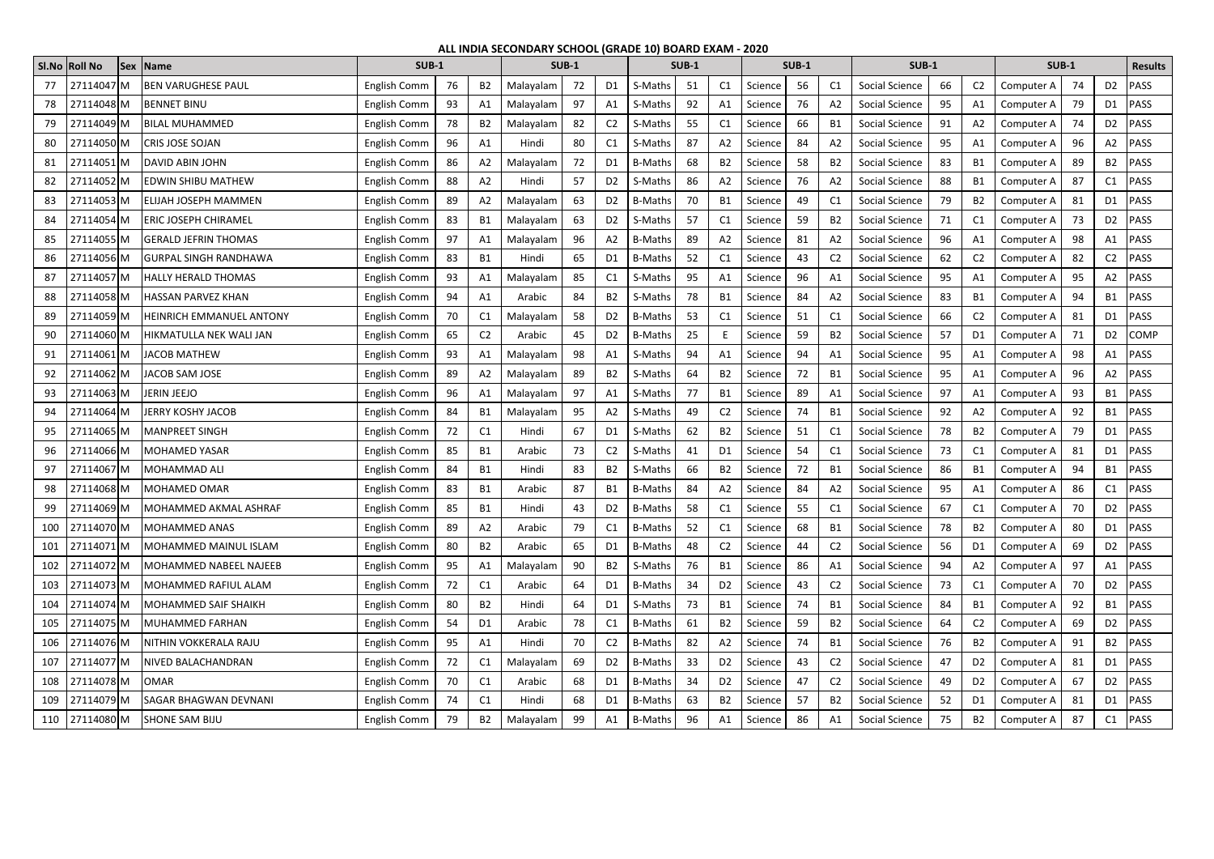**ALL INDIA SECONDARY SCHOOL (GRADE 10) BOARD EXAM - 2020**

| Sl.No | Roll No | Sex | Name | SUB-1 | | | SUB-1 | | | SUB-1 | | | SUB-1 | | | SUB-1 | | | SUB-1 | | | Results |
|---|---|---|---|---|---|---|---|---|---|---|---|---|---|---|---|---|---|---|---|---|---|---|
| 77 | 27114047 | M | BEN VARUGHESE PAUL | English Comm | 76 | B2 | Malayalam | 72 | D1 | S-Maths | 51 | C1 | Science | 56 | C1 | Social Science | 66 | C2 | Computer A | 74 | D2 | PASS |
| 78 | 27114048 | M | BENNET BINU | English Comm | 93 | A1 | Malayalam | 97 | A1 | S-Maths | 92 | A1 | Science | 76 | A2 | Social Science | 95 | A1 | Computer A | 79 | D1 | PASS |
| 79 | 27114049 | M | BILAL MUHAMMED | English Comm | 78 | B2 | Malayalam | 82 | C2 | S-Maths | 55 | C1 | Science | 66 | B1 | Social Science | 91 | A2 | Computer A | 74 | D2 | PASS |
| 80 | 27114050 | M | CRIS JOSE SOJAN | English Comm | 96 | A1 | Hindi | 80 | C1 | S-Maths | 87 | A2 | Science | 84 | A2 | Social Science | 95 | A1 | Computer A | 96 | A2 | PASS |
| 81 | 27114051 | M | DAVID ABIN JOHN | English Comm | 86 | A2 | Malayalam | 72 | D1 | B-Maths | 68 | B2 | Science | 58 | B2 | Social Science | 83 | B1 | Computer A | 89 | B2 | PASS |
| 82 | 27114052 | M | EDWIN SHIBU MATHEW | English Comm | 88 | A2 | Hindi | 57 | D2 | S-Maths | 86 | A2 | Science | 76 | A2 | Social Science | 88 | B1 | Computer A | 87 | C1 | PASS |
| 83 | 27114053 | M | ELIJAH JOSEPH MAMMEN | English Comm | 89 | A2 | Malayalam | 63 | D2 | B-Maths | 70 | B1 | Science | 49 | C1 | Social Science | 79 | B2 | Computer A | 81 | D1 | PASS |
| 84 | 27114054 | M | ERIC JOSEPH CHIRAMEL | English Comm | 83 | B1 | Malayalam | 63 | D2 | S-Maths | 57 | C1 | Science | 59 | B2 | Social Science | 71 | C1 | Computer A | 73 | D2 | PASS |
| 85 | 27114055 | M | GERALD JEFRIN THOMAS | English Comm | 97 | A1 | Malayalam | 96 | A2 | B-Maths | 89 | A2 | Science | 81 | A2 | Social Science | 96 | A1 | Computer A | 98 | A1 | PASS |
| 86 | 27114056 | M | GURPAL SINGH RANDHAWA | English Comm | 83 | B1 | Hindi | 65 | D1 | B-Maths | 52 | C1 | Science | 43 | C2 | Social Science | 62 | C2 | Computer A | 82 | C2 | PASS |
| 87 | 27114057 | M | HALLY HERALD THOMAS | English Comm | 93 | A1 | Malayalam | 85 | C1 | S-Maths | 95 | A1 | Science | 96 | A1 | Social Science | 95 | A1 | Computer A | 95 | A2 | PASS |
| 88 | 27114058 | M | HASSAN PARVEZ KHAN | English Comm | 94 | A1 | Arabic | 84 | B2 | S-Maths | 78 | B1 | Science | 84 | A2 | Social Science | 83 | B1 | Computer A | 94 | B1 | PASS |
| 89 | 27114059 | M | HEINRICH EMMANUEL ANTONY | English Comm | 70 | C1 | Malayalam | 58 | D2 | B-Maths | 53 | C1 | Science | 51 | C1 | Social Science | 66 | C2 | Computer A | 81 | D1 | PASS |
| 90 | 27114060 | M | HIKMATULLA NEK WALI JAN | English Comm | 65 | C2 | Arabic | 45 | D2 | B-Maths | 25 | E | Science | 59 | B2 | Social Science | 57 | D1 | Computer A | 71 | D2 | COMP |
| 91 | 27114061 | M | JACOB MATHEW | English Comm | 93 | A1 | Malayalam | 98 | A1 | S-Maths | 94 | A1 | Science | 94 | A1 | Social Science | 95 | A1 | Computer A | 98 | A1 | PASS |
| 92 | 27114062 | M | JACOB SAM JOSE | English Comm | 89 | A2 | Malayalam | 89 | B2 | S-Maths | 64 | B2 | Science | 72 | B1 | Social Science | 95 | A1 | Computer A | 96 | A2 | PASS |
| 93 | 27114063 | M | JERIN JEEJO | English Comm | 96 | A1 | Malayalam | 97 | A1 | S-Maths | 77 | B1 | Science | 89 | A1 | Social Science | 97 | A1 | Computer A | 93 | B1 | PASS |
| 94 | 27114064 | M | JERRY KOSHY JACOB | English Comm | 84 | B1 | Malayalam | 95 | A2 | S-Maths | 49 | C2 | Science | 74 | B1 | Social Science | 92 | A2 | Computer A | 92 | B1 | PASS |
| 95 | 27114065 | M | MANPREET SINGH | English Comm | 72 | C1 | Hindi | 67 | D1 | S-Maths | 62 | B2 | Science | 51 | C1 | Social Science | 78 | B2 | Computer A | 79 | D1 | PASS |
| 96 | 27114066 | M | MOHAMED YASAR | English Comm | 85 | B1 | Arabic | 73 | C2 | S-Maths | 41 | D1 | Science | 54 | C1 | Social Science | 73 | C1 | Computer A | 81 | D1 | PASS |
| 97 | 27114067 | M | MOHAMMAD ALI | English Comm | 84 | B1 | Hindi | 83 | B2 | S-Maths | 66 | B2 | Science | 72 | B1 | Social Science | 86 | B1 | Computer A | 94 | B1 | PASS |
| 98 | 27114068 | M | MOHAMED OMAR | English Comm | 83 | B1 | Arabic | 87 | B1 | B-Maths | 84 | A2 | Science | 84 | A2 | Social Science | 95 | A1 | Computer A | 86 | C1 | PASS |
| 99 | 27114069 | M | MOHAMMED AKMAL ASHRAF | English Comm | 85 | B1 | Hindi | 43 | D2 | B-Maths | 58 | C1 | Science | 55 | C1 | Social Science | 67 | C1 | Computer A | 70 | D2 | PASS |
| 100 | 27114070 | M | MOHAMMED ANAS | English Comm | 89 | A2 | Arabic | 79 | C1 | B-Maths | 52 | C1 | Science | 68 | B1 | Social Science | 78 | B2 | Computer A | 80 | D1 | PASS |
| 101 | 27114071 | M | MOHAMMED MAINUL ISLAM | English Comm | 80 | B2 | Arabic | 65 | D1 | B-Maths | 48 | C2 | Science | 44 | C2 | Social Science | 56 | D1 | Computer A | 69 | D2 | PASS |
| 102 | 27114072 | M | MOHAMMED NABEEL NAJEEB | English Comm | 95 | A1 | Malayalam | 90 | B2 | S-Maths | 76 | B1 | Science | 86 | A1 | Social Science | 94 | A2 | Computer A | 97 | A1 | PASS |
| 103 | 27114073 | M | MOHAMMED RAFIUL ALAM | English Comm | 72 | C1 | Arabic | 64 | D1 | B-Maths | 34 | D2 | Science | 43 | C2 | Social Science | 73 | C1 | Computer A | 70 | D2 | PASS |
| 104 | 27114074 | M | MOHAMMED SAIF SHAIKH | English Comm | 80 | B2 | Hindi | 64 | D1 | S-Maths | 73 | B1 | Science | 74 | B1 | Social Science | 84 | B1 | Computer A | 92 | B1 | PASS |
| 105 | 27114075 | M | MUHAMMED FARHAN | English Comm | 54 | D1 | Arabic | 78 | C1 | B-Maths | 61 | B2 | Science | 59 | B2 | Social Science | 64 | C2 | Computer A | 69 | D2 | PASS |
| 106 | 27114076 | M | NITHIN VOKKERALA RAJU | English Comm | 95 | A1 | Hindi | 70 | C2 | B-Maths | 82 | A2 | Science | 74 | B1 | Social Science | 76 | B2 | Computer A | 91 | B2 | PASS |
| 107 | 27114077 | M | NIVED BALACHANDRAN | English Comm | 72 | C1 | Malayalam | 69 | D2 | B-Maths | 33 | D2 | Science | 43 | C2 | Social Science | 47 | D2 | Computer A | 81 | D1 | PASS |
| 108 | 27114078 | M | OMAR | English Comm | 70 | C1 | Arabic | 68 | D1 | B-Maths | 34 | D2 | Science | 47 | C2 | Social Science | 49 | D2 | Computer A | 67 | D2 | PASS |
| 109 | 27114079 | M | SAGAR BHAGWAN DEVNANI | English Comm | 74 | C1 | Hindi | 68 | D1 | B-Maths | 63 | B2 | Science | 57 | B2 | Social Science | 52 | D1 | Computer A | 81 | D1 | PASS |
| 110 | 27114080 | M | SHONE SAM BIJU | English Comm | 79 | B2 | Malayalam | 99 | A1 | B-Maths | 96 | A1 | Science | 86 | A1 | Social Science | 75 | B2 | Computer A | 87 | C1 | PASS |